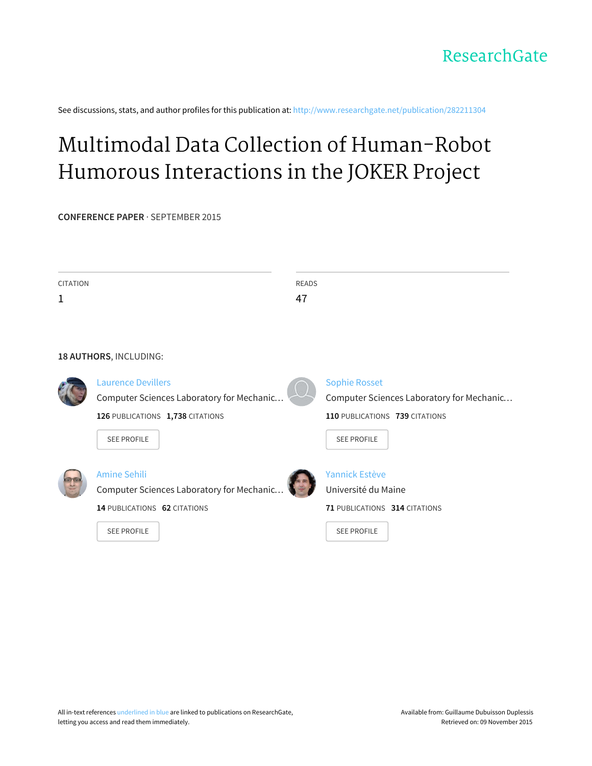ResearchGate

See discussions, stats, and author profiles for this publication at: http://www.researchgate.net/publication/282211304

# Multimodal Data Collection of Human-Robot Humorous Interactions in the JOKER Project

**CONFERENCE PAPER** · SEPTEMBER 2015

| CITATION | READS |
|---|---|
| 1 | 47 |

**18 AUTHORS**, INCLUDING:

**Laurence Devillers**
Computer Sciences Laboratory for Mechanic…
**126** PUBLICATIONS **1,738** CITATIONS
SEE PROFILE

**Sophie Rosset**
Computer Sciences Laboratory for Mechanic…
**110** PUBLICATIONS **739** CITATIONS
SEE PROFILE

**Amine Sehili**
Computer Sciences Laboratory for Mechanic…
**14** PUBLICATIONS **62** CITATIONS
SEE PROFILE

**Yannick Estève**
Université du Maine
**71** PUBLICATIONS **314** CITATIONS
SEE PROFILE

All in-text references underlined in blue are linked to publications on ResearchGate, letting you access and read them immediately.

Available from: Guillaume Dubuisson Duplessis
Retrieved on: 09 November 2015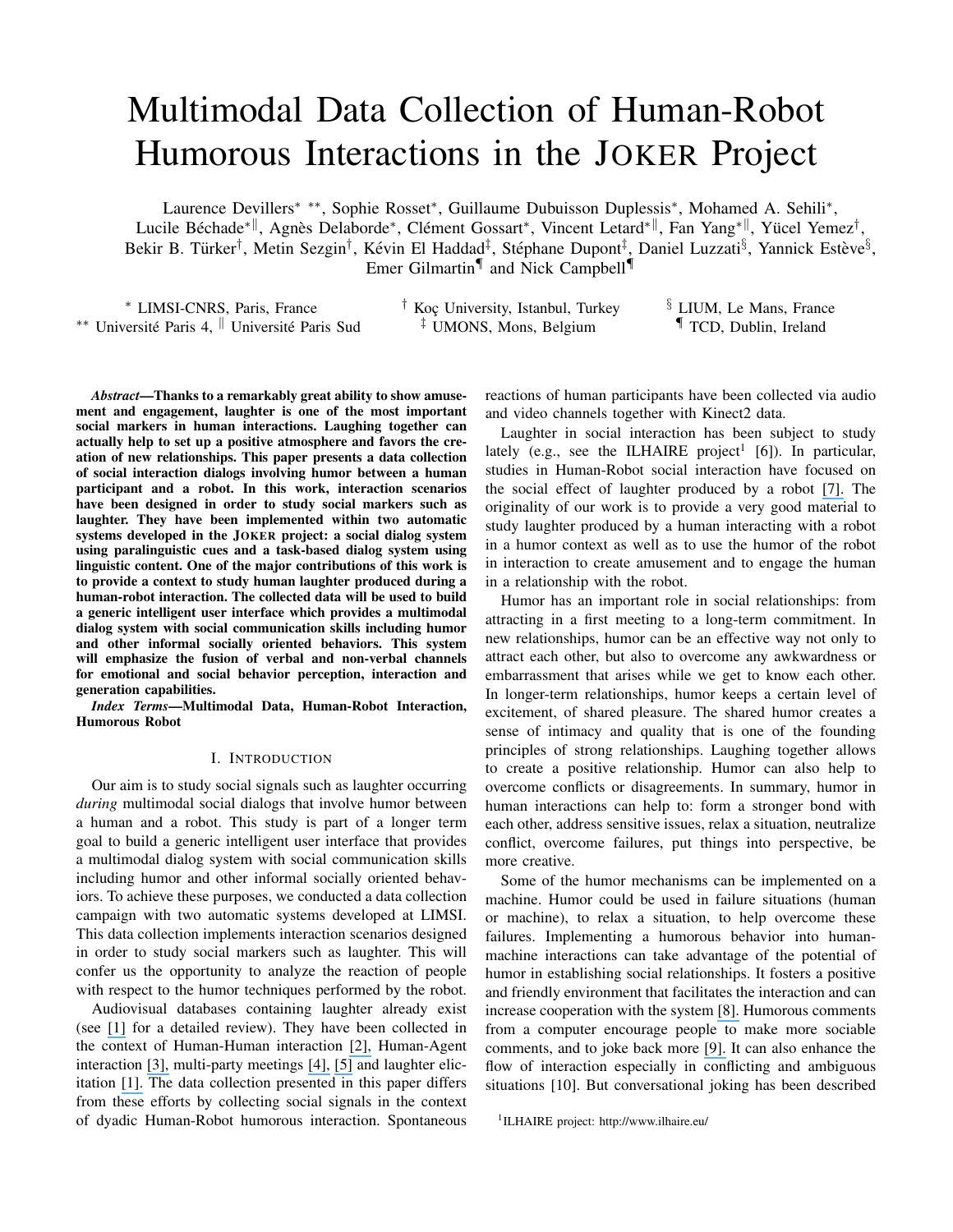# Multimodal Data Collection of Human-Robot Humorous Interactions in the JOKER Project

Laurence Devillers* **, Sophie Rosset*, Guillaume Dubuisson Duplessis*, Mohamed A. Sehili*, Lucile Béchade*‖, Agnès Delaborde*, Clément Gossart*, Vincent Letard*‖, Fan Yang*‖, Yücel Yemez†, Bekir B. Türker†, Metin Sezgin†, Kévin El Haddad‡, Stéphane Dupont‡, Daniel Luzzati§, Yannick Estève§, Emer Gilmartin¶ and Nick Campbell¶

\* LIMSI-CNRS, Paris, France
\*\* Université Paris 4, ‖ Université Paris Sud
† Koç University, Istanbul, Turkey
‡ UMONS, Mons, Belgium
§ LIUM, Le Mans, France
¶ TCD, Dublin, Ireland

***Abstract*—Thanks to a remarkably great ability to show amusement and engagement, laughter is one of the most important social markers in human interactions. Laughing together can actually help to set up a positive atmosphere and favors the creation of new relationships. This paper presents a data collection of social interaction dialogs involving humor between a human participant and a robot. In this work, interaction scenarios have been designed in order to study social markers such as laughter. They have been implemented within two automatic systems developed in the JOKER project: a social dialog system using paralinguistic cues and a task-based dialog system using linguistic content. One of the major contributions of this work is to provide a context to study human laughter produced during a human-robot interaction. The collected data will be used to build a generic intelligent user interface which provides a multimodal dialog system with social communication skills including humor and other informal socially oriented behaviors. This system will emphasize the fusion of verbal and non-verbal channels for emotional and social behavior perception, interaction and generation capabilities.**

***Index Terms*—Multimodal Data, Human-Robot Interaction, Humorous Robot**

## I. INTRODUCTION

Our aim is to study social signals such as laughter occurring *during* multimodal social dialogs that involve humor between a human and a robot. This study is part of a longer term goal to build a generic intelligent user interface that provides a multimodal dialog system with social communication skills including humor and other informal socially oriented behaviors. To achieve these purposes, we conducted a data collection campaign with two automatic systems developed at LIMSI. This data collection implements interaction scenarios designed in order to study social markers such as laughter. This will confer us the opportunity to analyze the reaction of people with respect to the humor techniques performed by the robot.

Audiovisual databases containing laughter already exist (see [1] for a detailed review). They have been collected in the context of Human-Human interaction [2], Human-Agent interaction [3], multi-party meetings [4], [5] and laughter elicitation [1]. The data collection presented in this paper differs from these efforts by collecting social signals in the context of dyadic Human-Robot humorous interaction. Spontaneous reactions of human participants have been collected via audio and video channels together with Kinect2 data.

Laughter in social interaction has been subject to study lately (e.g., see the ILHAIRE project[1] [6]). In particular, studies in Human-Robot social interaction have focused on the social effect of laughter produced by a robot [7]. The originality of our work is to provide a very good material to study laughter produced by a human interacting with a robot in a humor context as well as to use the humor of the robot in interaction to create amusement and to engage the human in a relationship with the robot.

Humor has an important role in social relationships: from attracting in a first meeting to a long-term commitment. In new relationships, humor can be an effective way not only to attract each other, but also to overcome any awkwardness or embarrassment that arises while we get to know each other. In longer-term relationships, humor keeps a certain level of excitement, of shared pleasure. The shared humor creates a sense of intimacy and quality that is one of the founding principles of strong relationships. Laughing together allows to create a positive relationship. Humor can also help to overcome conflicts or disagreements. In summary, humor in human interactions can help to: form a stronger bond with each other, address sensitive issues, relax a situation, neutralize conflict, overcome failures, put things into perspective, be more creative.

Some of the humor mechanisms can be implemented on a machine. Humor could be used in failure situations (human or machine), to relax a situation, to help overcome these failures. Implementing a humorous behavior into human-machine interactions can take advantage of the potential of humor in establishing social relationships. It fosters a positive and friendly environment that facilitates the interaction and can increase cooperation with the system [8]. Humorous comments from a computer encourage people to make more sociable comments, and to joke back more [9]. It can also enhance the flow of interaction especially in conflicting and ambiguous situations [10]. But conversational joking has been described

[1] ILHAIRE project: http://www.ilhaire.eu/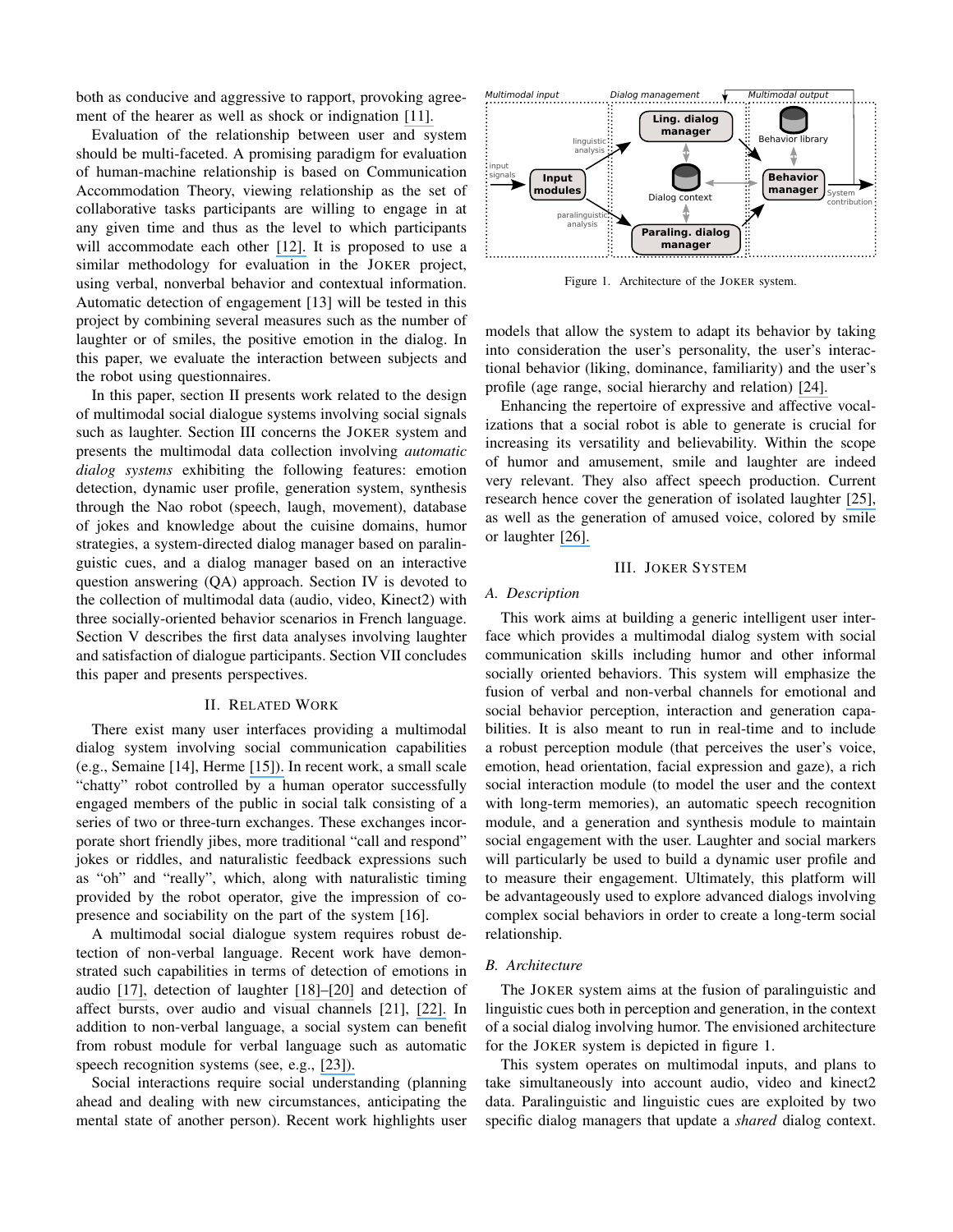both as conducive and aggressive to rapport, provoking agreement of the hearer as well as shock or indignation [11].

Evaluation of the relationship between user and system should be multi-faceted. A promising paradigm for evaluation of human-machine relationship is based on Communication Accommodation Theory, viewing relationship as the set of collaborative tasks participants are willing to engage in at any given time and thus as the level to which participants will accommodate each other [12]. It is proposed to use a similar methodology for evaluation in the JOKER project, using verbal, nonverbal behavior and contextual information. Automatic detection of engagement [13] will be tested in this project by combining several measures such as the number of laughter or of smiles, the positive emotion in the dialog. In this paper, we evaluate the interaction between subjects and the robot using questionnaires.

In this paper, section II presents work related to the design of multimodal social dialogue systems involving social signals such as laughter. Section III concerns the JOKER system and presents the multimodal data collection involving *automatic dialog systems* exhibiting the following features: emotion detection, dynamic user profile, generation system, synthesis through the Nao robot (speech, laugh, movement), database of jokes and knowledge about the cuisine domains, humor strategies, a system-directed dialog manager based on paralinguistic cues, and a dialog manager based on an interactive question answering (QA) approach. Section IV is devoted to the collection of multimodal data (audio, video, Kinect2) with three socially-oriented behavior scenarios in French language. Section V describes the first data analyses involving laughter and satisfaction of dialogue participants. Section VII concludes this paper and presents perspectives.

## II. Related Work

There exist many user interfaces providing a multimodal dialog system involving social communication capabilities (e.g., Semaine [14], Herme [15]). In recent work, a small scale "chatty" robot controlled by a human operator successfully engaged members of the public in social talk consisting of a series of two or three-turn exchanges. These exchanges incorporate short friendly jibes, more traditional "call and respond" jokes or riddles, and naturalistic feedback expressions such as "oh" and "really", which, along with naturalistic timing provided by the robot operator, give the impression of co-presence and sociability on the part of the system [16].

A multimodal social dialogue system requires robust detection of non-verbal language. Recent work have demonstrated such capabilities in terms of detection of emotions in audio [17], detection of laughter [18]–[20] and detection of affect bursts, over audio and visual channels [21], [22]. In addition to non-verbal language, a social system can benefit from robust module for verbal language such as automatic speech recognition systems (see, e.g., [23]).

Social interactions require social understanding (planning ahead and dealing with new circumstances, anticipating the mental state of another person). Recent work highlights user models that allow the system to adapt its behavior by taking into consideration the user's personality, the user's interactional behavior (liking, dominance, familiarity) and the user's profile (age range, social hierarchy and relation) [24].

Enhancing the repertoire of expressive and affective vocalizations that a social robot is able to generate is crucial for increasing its versatility and believability. Within the scope of humor and amusement, smile and laughter are indeed very relevant. They also affect speech production. Current research hence cover the generation of isolated laughter [25], as well as the generation of amused voice, colored by smile or laughter [26].

## III. Joker System

### A. Description

This work aims at building a generic intelligent user interface which provides a multimodal dialog system with social communication skills including humor and other informal socially oriented behaviors. This system will emphasize the fusion of verbal and non-verbal channels for emotional and social behavior perception, interaction and generation capabilities. It is also meant to run in real-time and to include a robust perception module (that perceives the user's voice, emotion, head orientation, facial expression and gaze), a rich social interaction module (to model the user and the context with long-term memories), an automatic speech recognition module, and a generation and synthesis module to maintain social engagement with the user. Laughter and social markers will particularly be used to build a dynamic user profile and to measure their engagement. Ultimately, this platform will be advantageously used to explore advanced dialogs involving complex social behaviors in order to create a long-term social relationship.

### B. Architecture

The JOKER system aims at the fusion of paralinguistic and linguistic cues both in perception and generation, in the context of a social dialog involving humor. The envisioned architecture for the JOKER system is depicted in figure 1.

Figure 1. Architecture of the JOKER system.

This system operates on multimodal inputs, and plans to take simultaneously into account audio, video and kinect2 data. Paralinguistic and linguistic cues are exploited by two specific dialog managers that update a *shared* dialog context.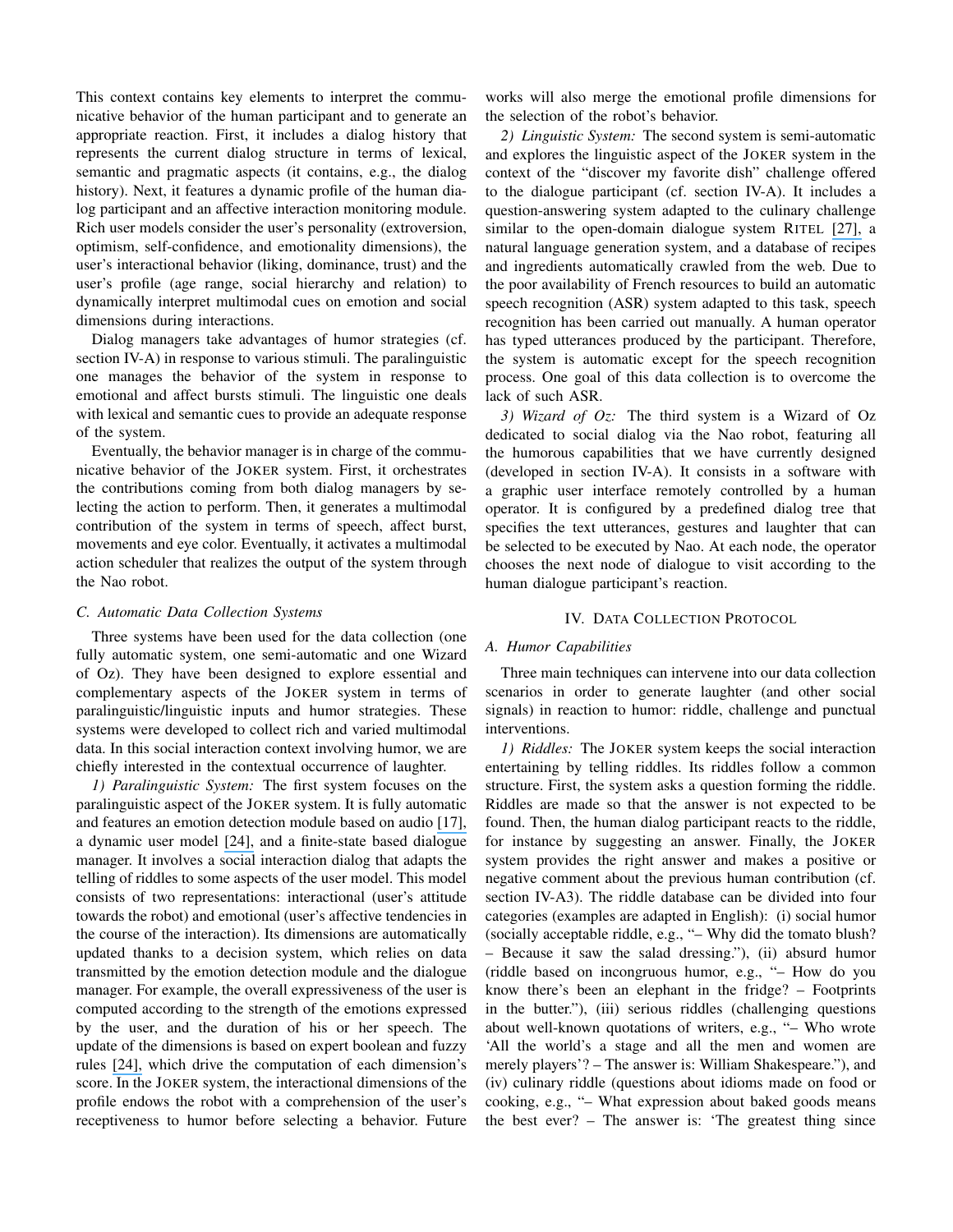This context contains key elements to interpret the communicative behavior of the human participant and to generate an appropriate reaction. First, it includes a dialog history that represents the current dialog structure in terms of lexical, semantic and pragmatic aspects (it contains, e.g., the dialog history). Next, it features a dynamic profile of the human dialog participant and an affective interaction monitoring module. Rich user models consider the user's personality (extroversion, optimism, self-confidence, and emotionality dimensions), the user's interactional behavior (liking, dominance, trust) and the user's profile (age range, social hierarchy and relation) to dynamically interpret multimodal cues on emotion and social dimensions during interactions.

Dialog managers take advantages of humor strategies (cf. section IV-A) in response to various stimuli. The paralinguistic one manages the behavior of the system in response to emotional and affect bursts stimuli. The linguistic one deals with lexical and semantic cues to provide an adequate response of the system.

Eventually, the behavior manager is in charge of the communicative behavior of the JOKER system. First, it orchestrates the contributions coming from both dialog managers by selecting the action to perform. Then, it generates a multimodal contribution of the system in terms of speech, affect burst, movements and eye color. Eventually, it activates a multimodal action scheduler that realizes the output of the system through the Nao robot.

### C. Automatic Data Collection Systems

Three systems have been used for the data collection (one fully automatic system, one semi-automatic and one Wizard of Oz). They have been designed to explore essential and complementary aspects of the JOKER system in terms of paralinguistic/linguistic inputs and humor strategies. These systems were developed to collect rich and varied multimodal data. In this social interaction context involving humor, we are chiefly interested in the contextual occurrence of laughter.

*1) Paralinguistic System:* The first system focuses on the paralinguistic aspect of the JOKER system. It is fully automatic and features an emotion detection module based on audio [17], a dynamic user model [24], and a finite-state based dialogue manager. It involves a social interaction dialog that adapts the telling of riddles to some aspects of the user model. This model consists of two representations: interactional (user's attitude towards the robot) and emotional (user's affective tendencies in the course of the interaction). Its dimensions are automatically updated thanks to a decision system, which relies on data transmitted by the emotion detection module and the dialogue manager. For example, the overall expressiveness of the user is computed according to the strength of the emotions expressed by the user, and the duration of his or her speech. The update of the dimensions is based on expert boolean and fuzzy rules [24], which drive the computation of each dimension's score. In the JOKER system, the interactional dimensions of the profile endows the robot with a comprehension of the user's receptiveness to humor before selecting a behavior. Future works will also merge the emotional profile dimensions for the selection of the robot's behavior.

*2) Linguistic System:* The second system is semi-automatic and explores the linguistic aspect of the JOKER system in the context of the "discover my favorite dish" challenge offered to the dialogue participant (cf. section IV-A). It includes a question-answering system adapted to the culinary challenge similar to the open-domain dialogue system RITEL [27], a natural language generation system, and a database of recipes and ingredients automatically crawled from the web. Due to the poor availability of French resources to build an automatic speech recognition (ASR) system adapted to this task, speech recognition has been carried out manually. A human operator has typed utterances produced by the participant. Therefore, the system is automatic except for the speech recognition process. One goal of this data collection is to overcome the lack of such ASR.

*3) Wizard of Oz:* The third system is a Wizard of Oz dedicated to social dialog via the Nao robot, featuring all the humorous capabilities that we have currently designed (developed in section IV-A). It consists in a software with a graphic user interface remotely controlled by a human operator. It is configured by a predefined dialog tree that specifies the text utterances, gestures and laughter that can be selected to be executed by Nao. At each node, the operator chooses the next node of dialogue to visit according to the human dialogue participant's reaction.

## IV. DATA COLLECTION PROTOCOL

### A. Humor Capabilities

Three main techniques can intervene into our data collection scenarios in order to generate laughter (and other social signals) in reaction to humor: riddle, challenge and punctual interventions.

*1) Riddles:* The JOKER system keeps the social interaction entertaining by telling riddles. Its riddles follow a common structure. First, the system asks a question forming the riddle. Riddles are made so that the answer is not expected to be found. Then, the human dialog participant reacts to the riddle, for instance by suggesting an answer. Finally, the JOKER system provides the right answer and makes a positive or negative comment about the previous human contribution (cf. section IV-A3). The riddle database can be divided into four categories (examples are adapted in English): (i) social humor (socially acceptable riddle, e.g., "– Why did the tomato blush? – Because it saw the salad dressing."), (ii) absurd humor (riddle based on incongruous humor, e.g., "– How do you know there's been an elephant in the fridge? – Footprints in the butter."), (iii) serious riddles (challenging questions about well-known quotations of writers, e.g., "– Who wrote 'All the world's a stage and all the men and women are merely players'? – The answer is: William Shakespeare."), and (iv) culinary riddle (questions about idioms made on food or cooking, e.g., "– What expression about baked goods means the best ever? – The answer is: 'The greatest thing since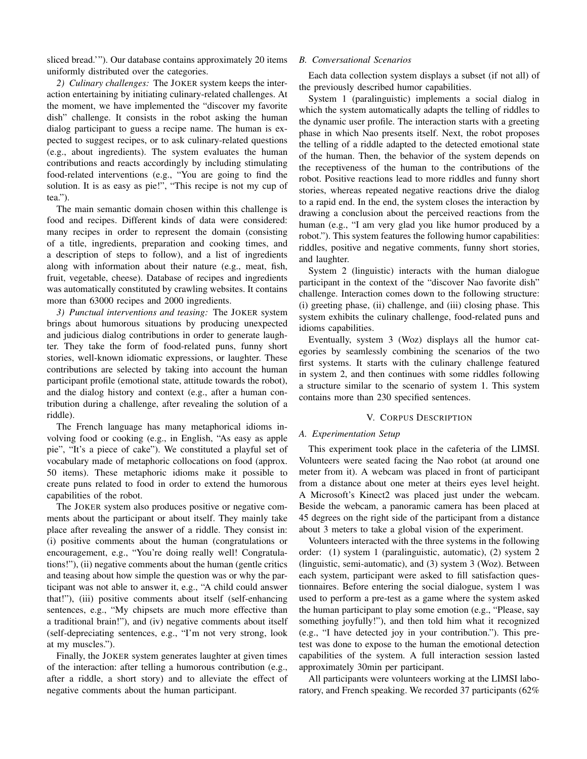sliced bread.'"). Our database contains approximately 20 items uniformly distributed over the categories.

*2) Culinary challenges:* The JOKER system keeps the interaction entertaining by initiating culinary-related challenges. At the moment, we have implemented the "discover my favorite dish" challenge. It consists in the robot asking the human dialog participant to guess a recipe name. The human is expected to suggest recipes, or to ask culinary-related questions (e.g., about ingredients). The system evaluates the human contributions and reacts accordingly by including stimulating food-related interventions (e.g., "You are going to find the solution. It is as easy as pie!", "This recipe is not my cup of tea.").

The main semantic domain chosen within this challenge is food and recipes. Different kinds of data were considered: many recipes in order to represent the domain (consisting of a title, ingredients, preparation and cooking times, and a description of steps to follow), and a list of ingredients along with information about their nature (e.g., meat, fish, fruit, vegetable, cheese). Database of recipes and ingredients was automatically constituted by crawling websites. It contains more than 63000 recipes and 2000 ingredients.

*3) Punctual interventions and teasing:* The JOKER system brings about humorous situations by producing unexpected and judicious dialog contributions in order to generate laughter. They take the form of food-related puns, funny short stories, well-known idiomatic expressions, or laughter. These contributions are selected by taking into account the human participant profile (emotional state, attitude towards the robot), and the dialog history and context (e.g., after a human contribution during a challenge, after revealing the solution of a riddle).

The French language has many metaphorical idioms involving food or cooking (e.g., in English, "As easy as apple pie", "It's a piece of cake"). We constituted a playful set of vocabulary made of metaphoric collocations on food (approx. 50 items). These metaphoric idioms make it possible to create puns related to food in order to extend the humorous capabilities of the robot.

The JOKER system also produces positive or negative comments about the participant or about itself. They mainly take place after revealing the answer of a riddle. They consist in: (i) positive comments about the human (congratulations or encouragement, e.g., "You're doing really well! Congratulations!"), (ii) negative comments about the human (gentle critics and teasing about how simple the question was or why the participant was not able to answer it, e.g., "A child could answer that!"), (iii) positive comments about itself (self-enhancing sentences, e.g., "My chipsets are much more effective than a traditional brain!"), and (iv) negative comments about itself (self-depreciating sentences, e.g., "I'm not very strong, look at my muscles.").

Finally, the JOKER system generates laughter at given times of the interaction: after telling a humorous contribution (e.g., after a riddle, a short story) and to alleviate the effect of negative comments about the human participant.

### B. Conversational Scenarios

Each data collection system displays a subset (if not all) of the previously described humor capabilities.

System 1 (paralinguistic) implements a social dialog in which the system automatically adapts the telling of riddles to the dynamic user profile. The interaction starts with a greeting phase in which Nao presents itself. Next, the robot proposes the telling of a riddle adapted to the detected emotional state of the human. Then, the behavior of the system depends on the receptiveness of the human to the contributions of the robot. Positive reactions lead to more riddles and funny short stories, whereas repeated negative reactions drive the dialog to a rapid end. In the end, the system closes the interaction by drawing a conclusion about the perceived reactions from the human (e.g., "I am very glad you like humor produced by a robot."). This system features the following humor capabilities: riddles, positive and negative comments, funny short stories, and laughter.

System 2 (linguistic) interacts with the human dialogue participant in the context of the "discover Nao favorite dish" challenge. Interaction comes down to the following structure: (i) greeting phase, (ii) challenge, and (iii) closing phase. This system exhibits the culinary challenge, food-related puns and idioms capabilities.

Eventually, system 3 (Woz) displays all the humor categories by seamlessly combining the scenarios of the two first systems. It starts with the culinary challenge featured in system 2, and then continues with some riddles following a structure similar to the scenario of system 1. This system contains more than 230 specified sentences.

## V. CORPUS DESCRIPTION

### A. Experimentation Setup

This experiment took place in the cafeteria of the LIMSI. Volunteers were seated facing the Nao robot (at around one meter from it). A webcam was placed in front of participant from a distance about one meter at theirs eyes level height. A Microsoft's Kinect2 was placed just under the webcam. Beside the webcam, a panoramic camera has been placed at 45 degrees on the right side of the participant from a distance about 3 meters to take a global vision of the experiment.

Volunteers interacted with the three systems in the following order: (1) system 1 (paralinguistic, automatic), (2) system 2 (linguistic, semi-automatic), and (3) system 3 (Woz). Between each system, participant were asked to fill satisfaction questionnaires. Before entering the social dialogue, system 1 was used to perform a pre-test as a game where the system asked the human participant to play some emotion (e.g., "Please, say something joyfully!"), and then told him what it recognized (e.g., "I have detected joy in your contribution."). This pre-test was done to expose to the human the emotional detection capabilities of the system. A full interaction session lasted approximately 30min per participant.

All participants were volunteers working at the LIMSI laboratory, and French speaking. We recorded 37 participants (62%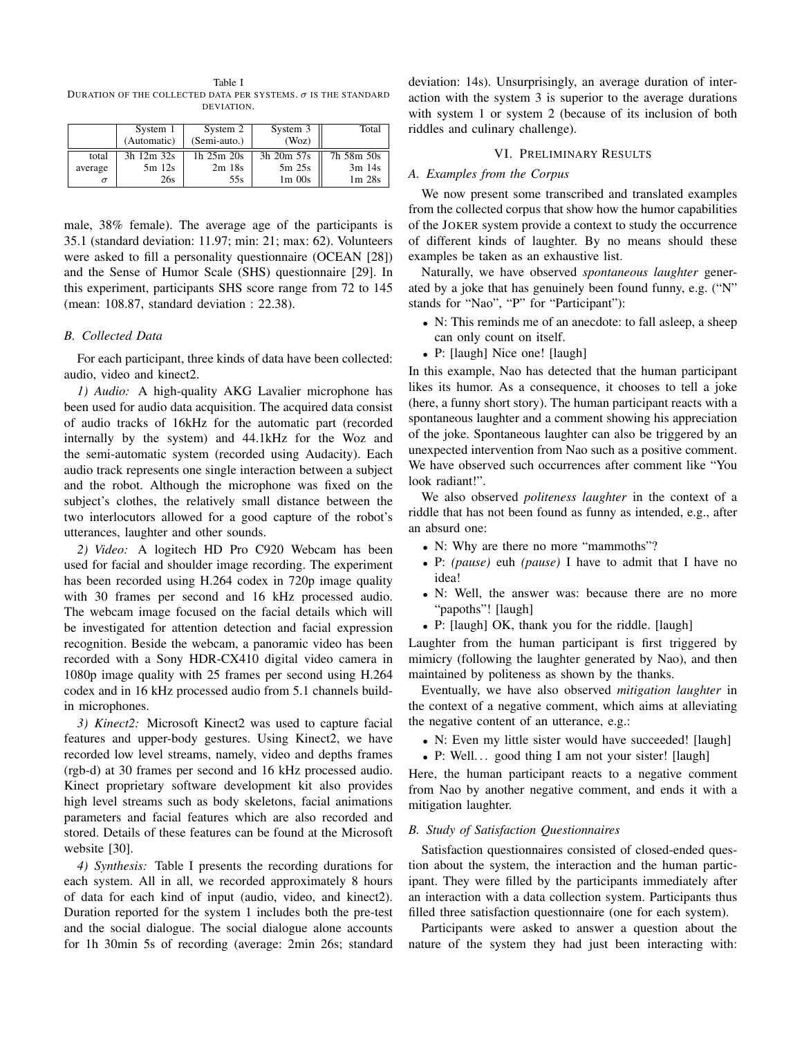Table I
DURATION OF THE COLLECTED DATA PER SYSTEMS. $\sigma$ IS THE STANDARD DEVIATION.

| | System 1 (Automatic) | System 2 (Semi-auto.) | System 3 (Woz) | Total |
|---|---|---|---|---|
| total | 3h 12m 32s | 1h 25m 20s | 3h 20m 57s | 7h 58m 50s |
| average | 5m 12s | 2m 18s | 5m 25s | 3m 14s |
| $\sigma$ | 26s | 55s | 1m 00s | 1m 28s |

male, 38% female). The average age of the participants is 35.1 (standard deviation: 11.97; min: 21; max: 62). Volunteers were asked to fill a personality questionnaire (OCEAN [28]) and the Sense of Humor Scale (SHS) questionnaire [29]. In this experiment, participants SHS score range from 72 to 145 (mean: 108.87, standard deviation : 22.38).

### B. Collected Data

For each participant, three kinds of data have been collected: audio, video and kinect2.

*1) Audio:* A high-quality AKG Lavalier microphone has been used for audio data acquisition. The acquired data consist of audio tracks of 16kHz for the automatic part (recorded internally by the system) and 44.1kHz for the Woz and the semi-automatic system (recorded using Audacity). Each audio track represents one single interaction between a subject and the robot. Although the microphone was fixed on the subject's clothes, the relatively small distance between the two interlocutors allowed for a good capture of the robot's utterances, laughter and other sounds.

*2) Video:* A logitech HD Pro C920 Webcam has been used for facial and shoulder image recording. The experiment has been recorded using H.264 codex in 720p image quality with 30 frames per second and 16 kHz processed audio. The webcam image focused on the facial details which will be investigated for attention detection and facial expression recognition. Beside the webcam, a panoramic video has been recorded with a Sony HDR-CX410 digital video camera in 1080p image quality with 25 frames per second using H.264 codex and in 16 kHz processed audio from 5.1 channels build-in microphones.

*3) Kinect2:* Microsoft Kinect2 was used to capture facial features and upper-body gestures. Using Kinect2, we have recorded low level streams, namely, video and depths frames (rgb-d) at 30 frames per second and 16 kHz processed audio. Kinect proprietary software development kit also provides high level streams such as body skeletons, facial animations parameters and facial features which are also recorded and stored. Details of these features can be found at the Microsoft website [30].

*4) Synthesis:* Table I presents the recording durations for each system. All in all, we recorded approximately 8 hours of data for each kind of input (audio, video, and kinect2). Duration reported for the system 1 includes both the pre-test and the social dialogue. The social dialogue alone accounts for 1h 30min 5s of recording (average: 2min 26s; standard deviation: 14s). Unsurprisingly, an average duration of interaction with the system 3 is superior to the average durations with system 1 or system 2 (because of its inclusion of both riddles and culinary challenge).

## VI. PRELIMINARY RESULTS

### A. Examples from the Corpus

We now present some transcribed and translated examples from the collected corpus that show how the humor capabilities of the JOKER system provide a context to study the occurrence of different kinds of laughter. By no means should these examples be taken as an exhaustive list.

Naturally, we have observed *spontaneous laughter* generated by a joke that has genuinely been found funny, e.g. ("N" stands for "Nao", "P" for "Participant"):

- N: This reminds me of an anecdote: to fall asleep, a sheep can only count on itself.
- P: [laugh] Nice one! [laugh]

In this example, Nao has detected that the human participant likes its humor. As a consequence, it chooses to tell a joke (here, a funny short story). The human participant reacts with a spontaneous laughter and a comment showing his appreciation of the joke. Spontaneous laughter can also be triggered by an unexpected intervention from Nao such as a positive comment. We have observed such occurrences after comment like "You look radiant!".

We also observed *politeness laughter* in the context of a riddle that has not been found as funny as intended, e.g., after an absurd one:

- N: Why are there no more "mammoths"?
- P: *(pause)* euh *(pause)* I have to admit that I have no idea!
- N: Well, the answer was: because there are no more "papoths"! [laugh]
- P: [laugh] OK, thank you for the riddle. [laugh]

Laughter from the human participant is first triggered by mimicry (following the laughter generated by Nao), and then maintained by politeness as shown by the thanks.

Eventually, we have also observed *mitigation laughter* in the context of a negative comment, which aims at alleviating the negative content of an utterance, e.g.:

- N: Even my little sister would have succeeded! [laugh]
- P: Well... good thing I am not your sister! [laugh]

Here, the human participant reacts to a negative comment from Nao by another negative comment, and ends it with a mitigation laughter.

### B. Study of Satisfaction Questionnaires

Satisfaction questionnaires consisted of closed-ended question about the system, the interaction and the human participant. They were filled by the participants immediately after an interaction with a data collection system. Participants thus filled three satisfaction questionnaire (one for each system).

Participants were asked to answer a question about the nature of the system they had just been interacting with: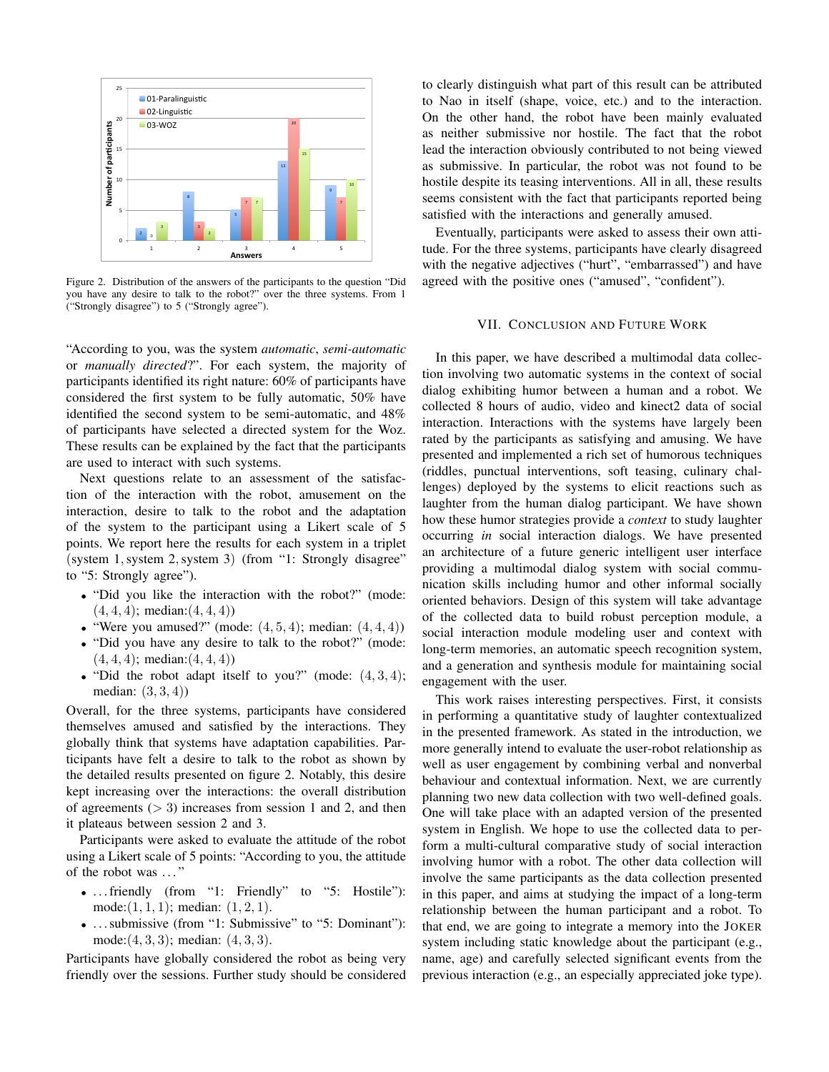Figure 2. Distribution of the answers of the participants to the question "Did you have any desire to talk to the robot?" over the three systems. From 1 ("Strongly disagree") to 5 ("Strongly agree").

"According to you, was the system *automatic*, *semi-automatic* or *manually directed*?". For each system, the majority of participants identified its right nature: 60% of participants have considered the first system to be fully automatic, 50% have identified the second system to be semi-automatic, and 48% of participants have selected a directed system for the Woz. These results can be explained by the fact that the participants are used to interact with such systems.

Next questions relate to an assessment of the satisfaction of the interaction with the robot, amusement on the interaction, desire to talk to the robot and the adaptation of the system to the participant using a Likert scale of 5 points. We report here the results for each system in a triplet $(\text{system } 1, \text{system } 2, \text{system } 3)$ (from "1: Strongly disagree" to "5: Strongly agree").

- "Did you like the interaction with the robot?" (mode: $(4, 4, 4)$; median:$(4, 4, 4)$)
- "Were you amused?" (mode: $(4, 5, 4)$; median: $(4, 4, 4)$)
- "Did you have any desire to talk to the robot?" (mode: $(4, 4, 4)$; median:$(4, 4, 4)$)
- "Did the robot adapt itself to you?" (mode: $(4, 3, 4)$; median: $(3, 3, 4)$)

Overall, for the three systems, participants have considered themselves amused and satisfied by the interactions. They globally think that systems have adaptation capabilities. Participants have felt a desire to talk to the robot as shown by the detailed results presented on figure 2. Notably, this desire kept increasing over the interactions: the overall distribution of agreements ($> 3$) increases from session 1 and 2, and then it plateaus between session 2 and 3.

Participants were asked to evaluate the attitude of the robot using a Likert scale of 5 points: "According to you, the attitude of the robot was ..."

- ...friendly (from "1: Friendly" to "5: Hostile"): mode:$(1, 1, 1)$; median: $(1, 2, 1)$.
- ...submissive (from "1: Submissive" to "5: Dominant"): mode:$(4, 3, 3)$; median: $(4, 3, 3)$.

Participants have globally considered the robot as being very friendly over the sessions. Further study should be considered to clearly distinguish what part of this result can be attributed to Nao in itself (shape, voice, etc.) and to the interaction. On the other hand, the robot have been mainly evaluated as neither submissive nor hostile. The fact that the robot lead the interaction obviously contributed to not being viewed as submissive. In particular, the robot was not found to be hostile despite its teasing interventions. All in all, these results seems consistent with the fact that participants reported being satisfied with the interactions and generally amused.

Eventually, participants were asked to assess their own attitude. For the three systems, participants have clearly disagreed with the negative adjectives ("hurt", "embarrassed") and have agreed with the positive ones ("amused", "confident").

## VII. Conclusion and Future Work

In this paper, we have described a multimodal data collection involving two automatic systems in the context of social dialog exhibiting humor between a human and a robot. We collected 8 hours of audio, video and kinect2 data of social interaction. Interactions with the systems have largely been rated by the participants as satisfying and amusing. We have presented and implemented a rich set of humorous techniques (riddles, punctual interventions, soft teasing, culinary challenges) deployed by the systems to elicit reactions such as laughter from the human dialog participant. We have shown how these humor strategies provide a *context* to study laughter occurring *in* social interaction dialogs. We have presented an architecture of a future generic intelligent user interface providing a multimodal dialog system with social communication skills including humor and other informal socially oriented behaviors. Design of this system will take advantage of the collected data to build robust perception module, a social interaction module modeling user and context with long-term memories, an automatic speech recognition system, and a generation and synthesis module for maintaining social engagement with the user.

This work raises interesting perspectives. First, it consists in performing a quantitative study of laughter contextualized in the presented framework. As stated in the introduction, we more generally intend to evaluate the user-robot relationship as well as user engagement by combining verbal and nonverbal behaviour and contextual information. Next, we are currently planning two new data collection with two well-defined goals. One will take place with an adapted version of the presented system in English. We hope to use the collected data to perform a multi-cultural comparative study of social interaction involving humor with a robot. The other data collection will involve the same participants as the data collection presented in this paper, and aims at studying the impact of a long-term relationship between the human participant and a robot. To that end, we are going to integrate a memory into the JOKER system including static knowledge about the participant (e.g., name, age) and carefully selected significant events from the previous interaction (e.g., an especially appreciated joke type).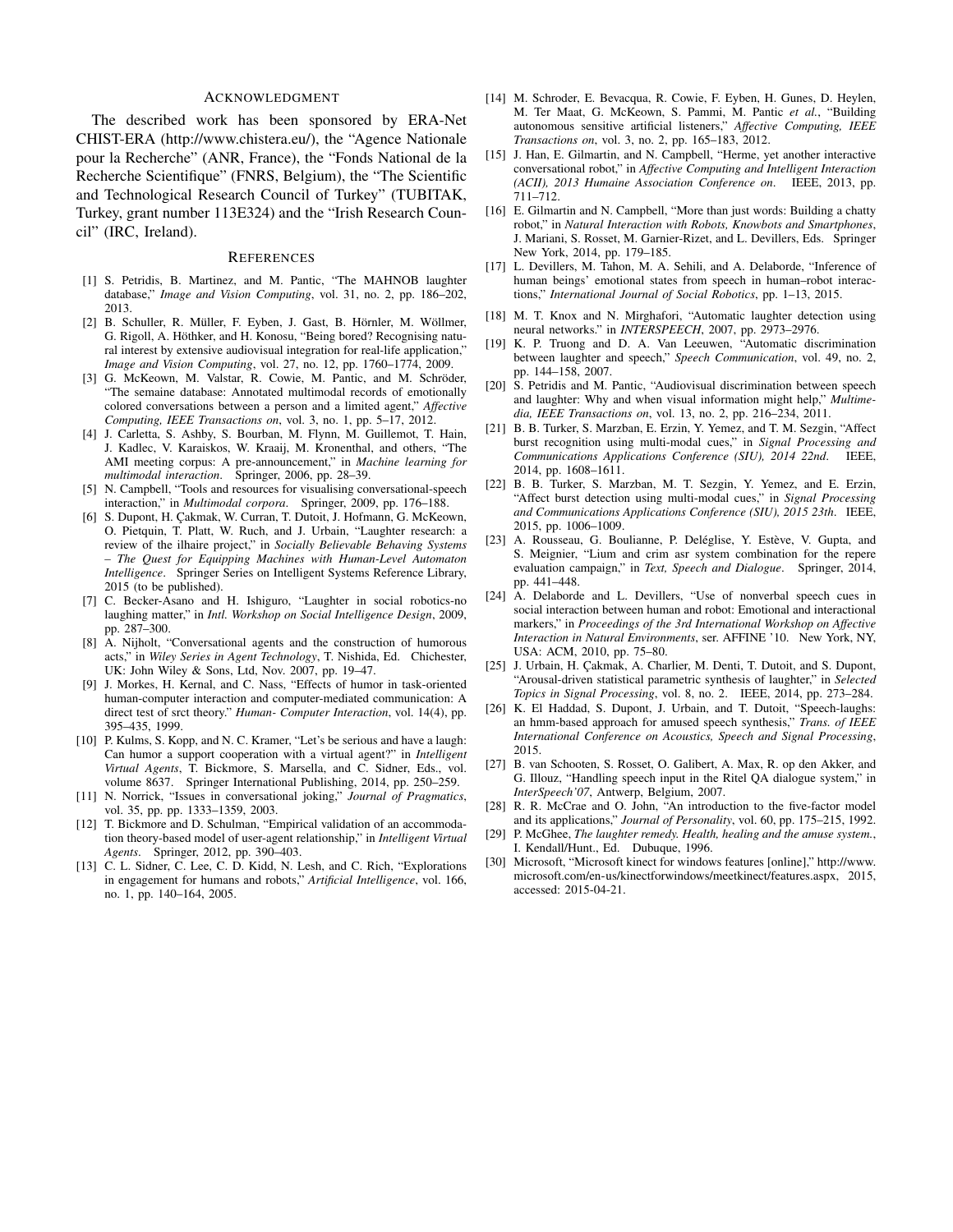## ACKNOWLEDGMENT

The described work has been sponsored by ERA-Net CHIST-ERA (http://www.chistera.eu/), the "Agence Nationale pour la Recherche" (ANR, France), the "Fonds National de la Recherche Scientifique" (FNRS, Belgium), the "The Scientific and Technological Research Council of Turkey" (TUBITAK, Turkey, grant number 113E324) and the "Irish Research Council" (IRC, Ireland).

## REFERENCES

[1] S. Petridis, B. Martinez, and M. Pantic, "The MAHNOB laughter database," *Image and Vision Computing*, vol. 31, no. 2, pp. 186–202, 2013.

[2] B. Schuller, R. Müller, F. Eyben, J. Gast, B. Hörnler, M. Wöllmer, G. Rigoll, A. Höthker, and H. Konosu, "Being bored? Recognising natural interest by extensive audiovisual integration for real-life application," *Image and Vision Computing*, vol. 27, no. 12, pp. 1760–1774, 2009.

[3] G. McKeown, M. Valstar, R. Cowie, M. Pantic, and M. Schröder, "The semaine database: Annotated multimodal records of emotionally colored conversations between a person and a limited agent," *Affective Computing, IEEE Transactions on*, vol. 3, no. 1, pp. 5–17, 2012.

[4] J. Carletta, S. Ashby, S. Bourban, M. Flynn, M. Guillemot, T. Hain, J. Kadlec, V. Karaiskos, W. Kraaij, M. Kronenthal, and others, "The AMI meeting corpus: A pre-announcement," in *Machine learning for multimodal interaction*. Springer, 2006, pp. 28–39.

[5] N. Campbell, "Tools and resources for visualising conversational-speech interaction," in *Multimodal corpora*. Springer, 2009, pp. 176–188.

[6] S. Dupont, H. Çakmak, W. Curran, T. Dutoit, J. Hofmann, G. McKeown, O. Pietquin, T. Platt, W. Ruch, and J. Urbain, "Laughter research: a review of the ilhaire project," in *Socially Believable Behaving Systems – The Quest for Equipping Machines with Human-Level Automaton Intelligence*. Springer Series on Intelligent Systems Reference Library, 2015 (to be published).

[7] C. Becker-Asano and H. Ishiguro, "Laughter in social robotics-no laughing matter," in *Intl. Workshop on Social Intelligence Design*, 2009, pp. 287–300.

[8] A. Nijholt, "Conversational agents and the construction of humorous acts," in *Wiley Series in Agent Technology*, T. Nishida, Ed. Chichester, UK: John Wiley & Sons, Ltd, Nov. 2007, pp. 19–47.

[9] J. Morkes, H. Kernal, and C. Nass, "Effects of humor in task-oriented human-computer interaction and computer-mediated communication: A direct test of srct theory." *Human- Computer Interaction*, vol. 14(4), pp. 395–435, 1999.

[10] P. Kulms, S. Kopp, and N. C. Kramer, "Let's be serious and have a laugh: Can humor a support cooperation with a virtual agent?" in *Intelligent Virtual Agents*, T. Bickmore, S. Marsella, and C. Sidner, Eds., vol. volume 8637. Springer International Publishing, 2014, pp. 250–259.

[11] N. Norrick, "Issues in conversational joking," *Journal of Pragmatics*, vol. 35, pp. pp. 1333–1359, 2003.

[12] T. Bickmore and D. Schulman, "Empirical validation of an accommodation theory-based model of user-agent relationship," in *Intelligent Virtual Agents*. Springer, 2012, pp. 390–403.

[13] C. L. Sidner, C. Lee, C. D. Kidd, N. Lesh, and C. Rich, "Explorations in engagement for humans and robots," *Artificial Intelligence*, vol. 166, no. 1, pp. 140–164, 2005.

[14] M. Schroder, E. Bevacqua, R. Cowie, F. Eyben, H. Gunes, D. Heylen, M. Ter Maat, G. McKeown, S. Pammi, M. Pantic *et al.*, "Building autonomous sensitive artificial listeners," *Affective Computing, IEEE Transactions on*, vol. 3, no. 2, pp. 165–183, 2012.

[15] J. Han, E. Gilmartin, and N. Campbell, "Herme, yet another interactive conversational robot," in *Affective Computing and Intelligent Interaction (ACII), 2013 Humaine Association Conference on*. IEEE, 2013, pp. 711–712.

[16] E. Gilmartin and N. Campbell, "More than just words: Building a chatty robot," in *Natural Interaction with Robots, Knowbots and Smartphones*, J. Mariani, S. Rosset, M. Garnier-Rizet, and L. Devillers, Eds. Springer New York, 2014, pp. 179–185.

[17] L. Devillers, M. Tahon, M. A. Sehili, and A. Delaborde, "Inference of human beings' emotional states from speech in human–robot interactions," *International Journal of Social Robotics*, pp. 1–13, 2015.

[18] M. T. Knox and N. Mirghafori, "Automatic laughter detection using neural networks." in *INTERSPEECH*, 2007, pp. 2973–2976.

[19] K. P. Truong and D. A. Van Leeuwen, "Automatic discrimination between laughter and speech," *Speech Communication*, vol. 49, no. 2, pp. 144–158, 2007.

[20] S. Petridis and M. Pantic, "Audiovisual discrimination between speech and laughter: Why and when visual information might help," *Multimedia, IEEE Transactions on*, vol. 13, no. 2, pp. 216–234, 2011.

[21] B. B. Turker, S. Marzban, E. Erzin, Y. Yemez, and T. M. Sezgin, "Affect burst recognition using multi-modal cues," in *Signal Processing and Communications Applications Conference (SIU), 2014 22nd*. IEEE, 2014, pp. 1608–1611.

[22] B. B. Turker, S. Marzban, M. T. Sezgin, Y. Yemez, and E. Erzin, "Affect burst detection using multi-modal cues," in *Signal Processing and Communications Applications Conference (SIU), 2015 23th*. IEEE, 2015, pp. 1006–1009.

[23] A. Rousseau, G. Boulianne, P. Deléglise, Y. Estève, V. Gupta, and S. Meignier, "Lium and crim asr system combination for the repere evaluation campaign," in *Text, Speech and Dialogue*. Springer, 2014, pp. 441–448.

[24] A. Delaborde and L. Devillers, "Use of nonverbal speech cues in social interaction between human and robot: Emotional and interactional markers," in *Proceedings of the 3rd International Workshop on Affective Interaction in Natural Environments*, ser. AFFINE '10. New York, NY, USA: ACM, 2010, pp. 75–80.

[25] J. Urbain, H. Çakmak, A. Charlier, M. Denti, T. Dutoit, and S. Dupont, "Arousal-driven statistical parametric synthesis of laughter," in *Selected Topics in Signal Processing*, vol. 8, no. 2. IEEE, 2014, pp. 273–284.

[26] K. El Haddad, S. Dupont, J. Urbain, and T. Dutoit, "Speech-laughs: an hmm-based approach for amused speech synthesis," *Trans. of IEEE International Conference on Acoustics, Speech and Signal Processing*, 2015.

[27] B. van Schooten, S. Rosset, O. Galibert, A. Max, R. op den Akker, and G. Illouz, "Handling speech input in the Ritel QA dialogue system," in *InterSpeech'07*, Antwerp, Belgium, 2007.

[28] R. R. McCrae and O. John, "An introduction to the five-factor model and its applications," *Journal of Personality*, vol. 60, pp. 175–215, 1992.

[29] P. McGhee, *The laughter remedy. Health, healing and the amuse system.*, I. Kendall/Hunt., Ed. Dubuque, 1996.

[30] Microsoft, "Microsoft kinect for windows features [online]," http://www.microsoft.com/en-us/kinectforwindows/meetkinect/features.aspx, 2015, accessed: 2015-04-21.